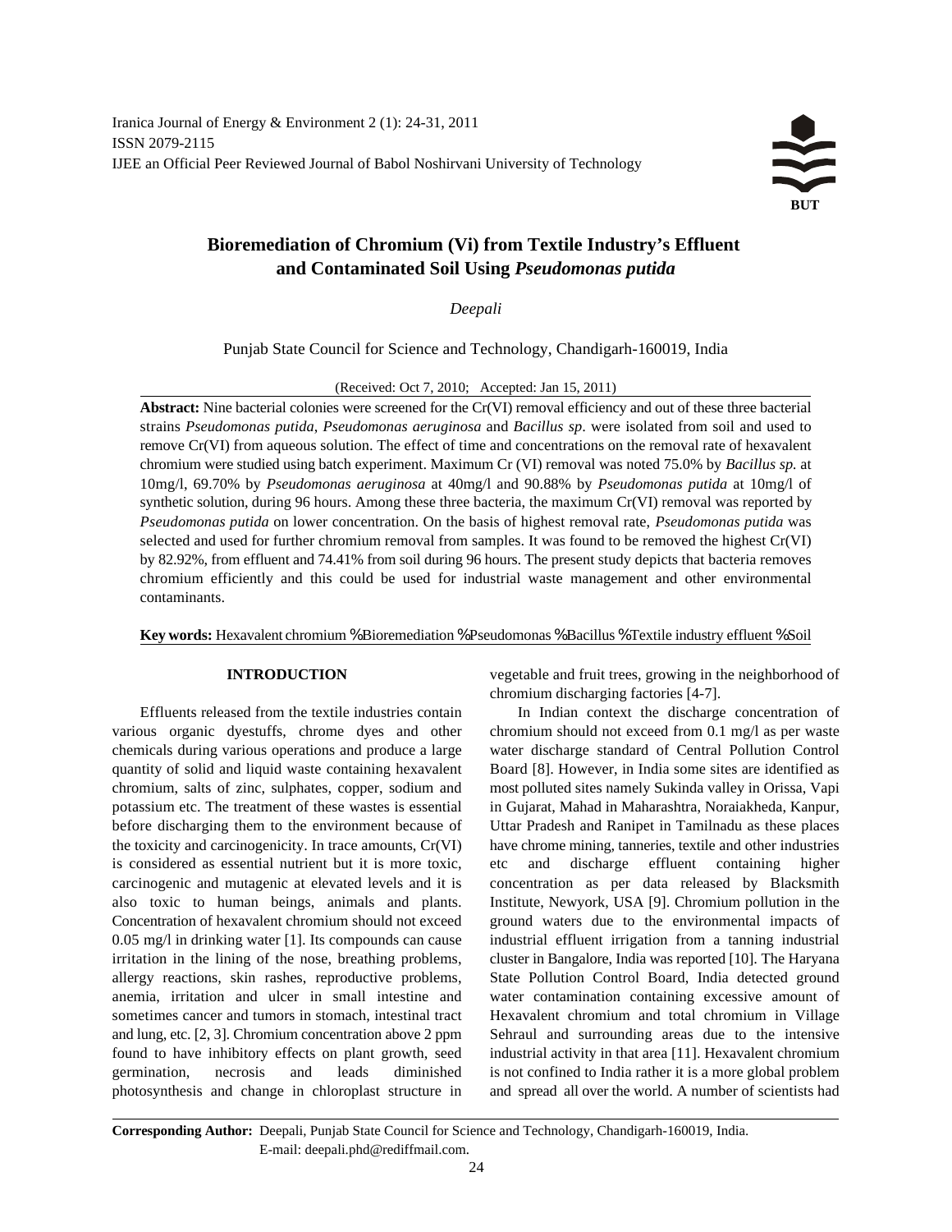Iranica Journal of Energy & Environment 2 (1): 24-31, 2011
ISSN 2079-2115
IJEE an Official Peer Reviewed Journal of Babol Noshirvani University of Technology

# Bioremediation of Chromium (Vi) from Textile Industry's Effluent and Contaminated Soil Using *Pseudomonas putida*

*Deepali*

Punjab State Council for Science and Technology, Chandigarh-160019, India

(Received: Oct 7, 2010; Accepted: Jan 15, 2011)

**Abstract:** Nine bacterial colonies were screened for the Cr(VI) removal efficiency and out of these three bacterial strains *Pseudomonas putida*, *Pseudomonas aeruginosa* and *Bacillus sp*. were isolated from soil and used to remove Cr(VI) from aqueous solution. The effect of time and concentrations on the removal rate of hexavalent chromium were studied using batch experiment. Maximum Cr (VI) removal was noted 75.0% by *Bacillus sp.* at 10mg/l, 69.70% by *Pseudomonas aeruginosa* at 40mg/l and 90.88% by *Pseudomonas putida* at 10mg/l of synthetic solution, during 96 hours. Among these three bacteria, the maximum Cr(VI) removal was reported by *Pseudomonas putida* on lower concentration. On the basis of highest removal rate, *Pseudomonas putida* was selected and used for further chromium removal from samples. It was found to be removed the highest Cr(VI) by 82.92%, from effluent and 74.41% from soil during 96 hours. The present study depicts that bacteria removes chromium efficiently and this could be used for industrial waste management and other environmental contaminants.

**Key words:** Hexavalent chromium % Bioremediation % Pseudomonas % Bacillus % Textile industry effluent % Soil

## INTRODUCTION

Effluents released from the textile industries contain various organic dyestuffs, chrome dyes and other chemicals during various operations and produce a large quantity of solid and liquid waste containing hexavalent chromium, salts of zinc, sulphates, copper, sodium and potassium etc. The treatment of these wastes is essential before discharging them to the environment because of the toxicity and carcinogenicity. In trace amounts, Cr(VI) is considered as essential nutrient but it is more toxic, carcinogenic and mutagenic at elevated levels and it is also toxic to human beings, animals and plants. Concentration of hexavalent chromium should not exceed 0.05 mg/l in drinking water [1]. Its compounds can cause irritation in the lining of the nose, breathing problems, allergy reactions, skin rashes, reproductive problems, anemia, irritation and ulcer in small intestine and sometimes cancer and tumors in stomach, intestinal tract and lung, etc. [2, 3]. Chromium concentration above 2 ppm found to have inhibitory effects on plant growth, seed germination, necrosis and leads diminished photosynthesis and change in chloroplast structure in vegetable and fruit trees, growing in the neighborhood of chromium discharging factories [4-7].

In Indian context the discharge concentration of chromium should not exceed from 0.1 mg/l as per waste water discharge standard of Central Pollution Control Board [8]. However, in India some sites are identified as most polluted sites namely Sukinda valley in Orissa, Vapi in Gujarat, Mahad in Maharashtra, Noraiakheda, Kanpur, Uttar Pradesh and Ranipet in Tamilnadu as these places have chrome mining, tanneries, textile and other industries etc and discharge effluent containing higher concentration as per data released by Blacksmith Institute, Newyork, USA [9]. Chromium pollution in the ground waters due to the environmental impacts of industrial effluent irrigation from a tanning industrial cluster in Bangalore, India was reported [10]. The Haryana State Pollution Control Board, India detected ground water contamination containing excessive amount of Hexavalent chromium and total chromium in Village Sehraul and surrounding areas due to the intensive industrial activity in that area [11]. Hexavalent chromium is not confined to India rather it is a more global problem and spread all over the world. A number of scientists had

**Corresponding Author:** Deepali, Punjab State Council for Science and Technology, Chandigarh-160019, India. E-mail: deepali.phd@rediffmail.com.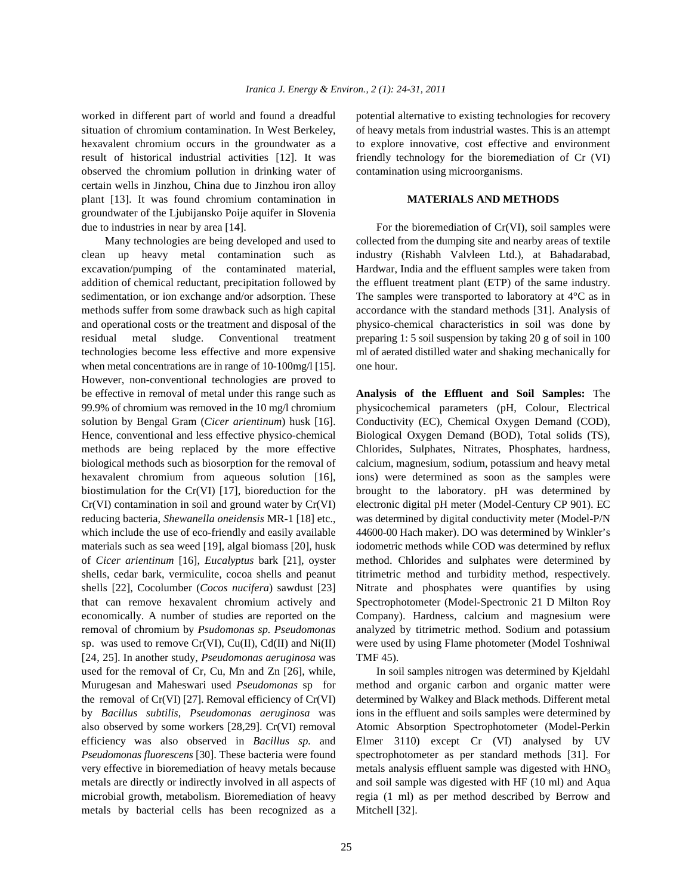worked in different part of world and found a dreadful situation of chromium contamination. In West Berkeley, hexavalent chromium occurs in the groundwater as a result of historical industrial activities [12]. It was observed the chromium pollution in drinking water of certain wells in Jinzhou, China due to Jinzhou iron alloy plant [13]. It was found chromium contamination in groundwater of the Ljubijansko Poije aquifer in Slovenia due to industries in near by area [14].

Many technologies are being developed and used to clean up heavy metal contamination such as excavation/pumping of the contaminated material, addition of chemical reductant, precipitation followed by sedimentation, or ion exchange and/or adsorption. These methods suffer from some drawback such as high capital and operational costs or the treatment and disposal of the residual metal sludge. Conventional treatment technologies become less effective and more expensive when metal concentrations are in range of 10-100mg/l [15]. However, non-conventional technologies are proved to be effective in removal of metal under this range such as 99.9% of chromium was removed in the 10 mg/l chromium solution by Bengal Gram (*Cicer arientinum*) husk [16]. Hence, conventional and less effective physico-chemical methods are being replaced by the more effective biological methods such as biosorption for the removal of hexavalent chromium from aqueous solution [16], biostimulation for the Cr(VI) [17], bioreduction for the Cr(VI) contamination in soil and ground water by Cr(VI) reducing bacteria, *Shewanella oneidensis* MR-1 [18] etc., which include the use of eco-friendly and easily available materials such as sea weed [19], algal biomass [20], husk of *Cicer arientinum* [16], *Eucalyptus* bark [21], oyster shells, cedar bark, vermiculite, cocoa shells and peanut shells [22], Cocolumber (*Cocos nucifera*) sawdust [23] that can remove hexavalent chromium actively and economically. A number of studies are reported on the removal of chromium by *Psudomonas sp. Pseudomonas* sp. was used to remove Cr(VI), Cu(II), Cd(II) and Ni(II) [24, 25]. In another study, *Pseudomonas aeruginosa* was used for the removal of Cr, Cu, Mn and Zn [26], while, Murugesan and Maheswari used *Pseudomonas* sp for the removal of Cr(VI) [27]. Removal efficiency of Cr(VI) by *Bacillus subtilis, Pseudomonas aeruginosa* was also observed by some workers [28,29]. Cr(VI) removal efficiency was also observed in *Bacillus sp.* and *Pseudomonas fluorescens* [30]. These bacteria were found very effective in bioremediation of heavy metals because metals are directly or indirectly involved in all aspects of microbial growth, metabolism. Bioremediation of heavy metals by bacterial cells has been recognized as a potential alternative to existing technologies for recovery of heavy metals from industrial wastes. This is an attempt to explore innovative, cost effective and environment friendly technology for the bioremediation of Cr (VI) contamination using microorganisms.

## MATERIALS AND METHODS

For the bioremediation of Cr(VI), soil samples were collected from the dumping site and nearby areas of textile industry (Rishabh Valvleen Ltd.), at Bahadarabad, Hardwar, India and the effluent samples were taken from the effluent treatment plant (ETP) of the same industry. The samples were transported to laboratory at 4°C as in accordance with the standard methods [31]. Analysis of physico-chemical characteristics in soil was done by preparing 1: 5 soil suspension by taking 20 g of soil in 100 ml of aerated distilled water and shaking mechanically for one hour.

**Analysis of the Effluent and Soil Samples:** The physicochemical parameters (pH, Colour, Electrical Conductivity (EC), Chemical Oxygen Demand (COD), Biological Oxygen Demand (BOD), Total solids (TS), Chlorides, Sulphates, Nitrates, Phosphates, hardness, calcium, magnesium, sodium, potassium and heavy metal ions) were determined as soon as the samples were brought to the laboratory. pH was determined by electronic digital pH meter (Model-Century CP 901). EC was determined by digital conductivity meter (Model-P/N 44600-00 Hach maker). DO was determined by Winkler's iodometric methods while COD was determined by reflux method. Chlorides and sulphates were determined by titrimetric method and turbidity method, respectively. Nitrate and phosphates were quantifies by using Spectrophotometer (Model-Spectronic 21 D Milton Roy Company). Hardness, calcium and magnesium were analyzed by titrimetric method. Sodium and potassium were used by using Flame photometer (Model Toshniwal TMF 45).

In soil samples nitrogen was determined by Kjeldahl method and organic carbon and organic matter were determined by Walkey and Black methods. Different metal ions in the effluent and soils samples were determined by Atomic Absorption Spectrophotometer (Model-Perkin Elmer 3110) except Cr (VI) analysed by UV spectrophotometer as per standard methods [31]. For metals analysis effluent sample was digested with $HNO_3$ and soil sample was digested with HF (10 ml) and Aqua regia (1 ml) as per method described by Berrow and Mitchell [32].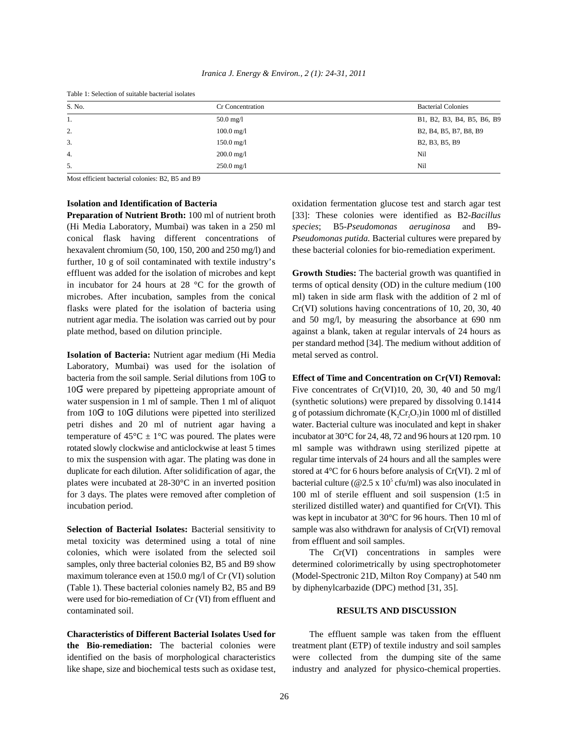Table 1: Selection of suitable bacterial isolates

| S. No. | Cr Concentration | Bacterial Colonies |
|---|---|---|
| 1. | 50.0 mg/l | B1, B2, B3, B4, B5, B6, B9 |
| 2. | 100.0 mg/l | B2, B4, B5, B7, B8, B9 |
| 3. | 150.0 mg/l | B2, B3, B5, B9 |
| 4. | 200.0 mg/l | Nil |
| 5. | 250.0 mg/l | Nil |

Most efficient bacterial colonies: B2, B5 and B9

### Isolation and Identification of Bacteria

**Preparation of Nutrient Broth:** 100 ml of nutrient broth (Hi Media Laboratory, Mumbai) was taken in a 250 ml conical flask having different concentrations of hexavalent chromium (50, 100, 150, 200 and 250 mg/l) and further, 10 g of soil contaminated with textile industry's effluent was added for the isolation of microbes and kept in incubator for 24 hours at 28 °C for the growth of microbes. After incubation, samples from the conical flasks were plated for the isolation of bacteria using nutrient agar media. The isolation was carried out by pour plate method, based on dilution principle.

**Isolation of Bacteria:** Nutrient agar medium (Hi Media Laboratory, Mumbai) was used for the isolation of bacteria from the soil sample. Serial dilutions from $10^{-1}$ to $10^{-7}$ were prepared by pipetteing appropriate amount of water suspension in 1 ml of sample. Then 1 ml of aliquot from $10^{-1}$ to $10^{-7}$ dilutions were pipetted into sterilized petri dishes and 20 ml of nutrient agar having a temperature of 45°C ± 1°C was poured. The plates were rotated slowly clockwise and anticlockwise at least 5 times to mix the suspension with agar. The plating was done in duplicate for each dilution. After solidification of agar, the plates were incubated at 28-30°C in an inverted position for 3 days. The plates were removed after completion of incubation period.

**Selection of Bacterial Isolates:** Bacterial sensitivity to metal toxicity was determined using a total of nine colonies, which were isolated from the selected soil samples, only three bacterial colonies B2, B5 and B9 show maximum tolerance even at 150.0 mg/l of Cr (VI) solution (Table 1). These bacterial colonies namely B2, B5 and B9 were used for bio-remediation of Cr (VI) from effluent and contaminated soil.

**Characteristics of Different Bacterial Isolates Used for the Bio-remediation:** The bacterial colonies were identified on the basis of morphological characteristics like shape, size and biochemical tests such as oxidase test, oxidation fermentation glucose test and starch agar test [33]: These colonies were identified as B2-*Bacillus species*; B5-*Pseudomonas aeruginosa* and B9-*Pseudomonas putida.* Bacterial cultures were prepared by these bacterial colonies for bio-remediation experiment.

**Growth Studies:** The bacterial growth was quantified in terms of optical density (OD) in the culture medium (100 ml) taken in side arm flask with the addition of 2 ml of Cr(VI) solutions having concentrations of 10, 20, 30, 40 and 50 mg/l, by measuring the absorbance at 690 nm against a blank, taken at regular intervals of 24 hours as per standard method [34]. The medium without addition of metal served as control.

**Effect of Time and Concentration on Cr(VI) Removal:** Five concentrates of Cr(VI)10, 20, 30, 40 and 50 mg/l (synthetic solutions) were prepared by dissolving 0.1414 g of potassium dichromate ($K_2Cr_2O_7$) in 1000 ml of distilled water. Bacterial culture was inoculated and kept in shaker incubator at 30°C for 24, 48, 72 and 96 hours at 120 rpm. 10 ml sample was withdrawn using sterilized pipette at regular time intervals of 24 hours and all the samples were stored at 4°C for 6 hours before analysis of Cr(VI). 2 ml of bacterial culture (@2.5 x $10^5$ cfu/ml) was also inoculated in 100 ml of sterile effluent and soil suspension (1:5 in sterilized distilled water) and quantified for Cr(VI). This was kept in incubator at 30°C for 96 hours. Then 10 ml of sample was also withdrawn for analysis of Cr(VI) removal from effluent and soil samples.

The Cr(VI) concentrations in samples were determined colorimetrically by using spectrophotometer (Model-Spectronic 21D, Milton Roy Company) at 540 nm by diphenylcarbazide (DPC) method [31, 35].

## RESULTS AND DISCUSSION

The effluent sample was taken from the effluent treatment plant (ETP) of textile industry and soil samples were collected from the dumping site of the same industry and analyzed for physico-chemical properties.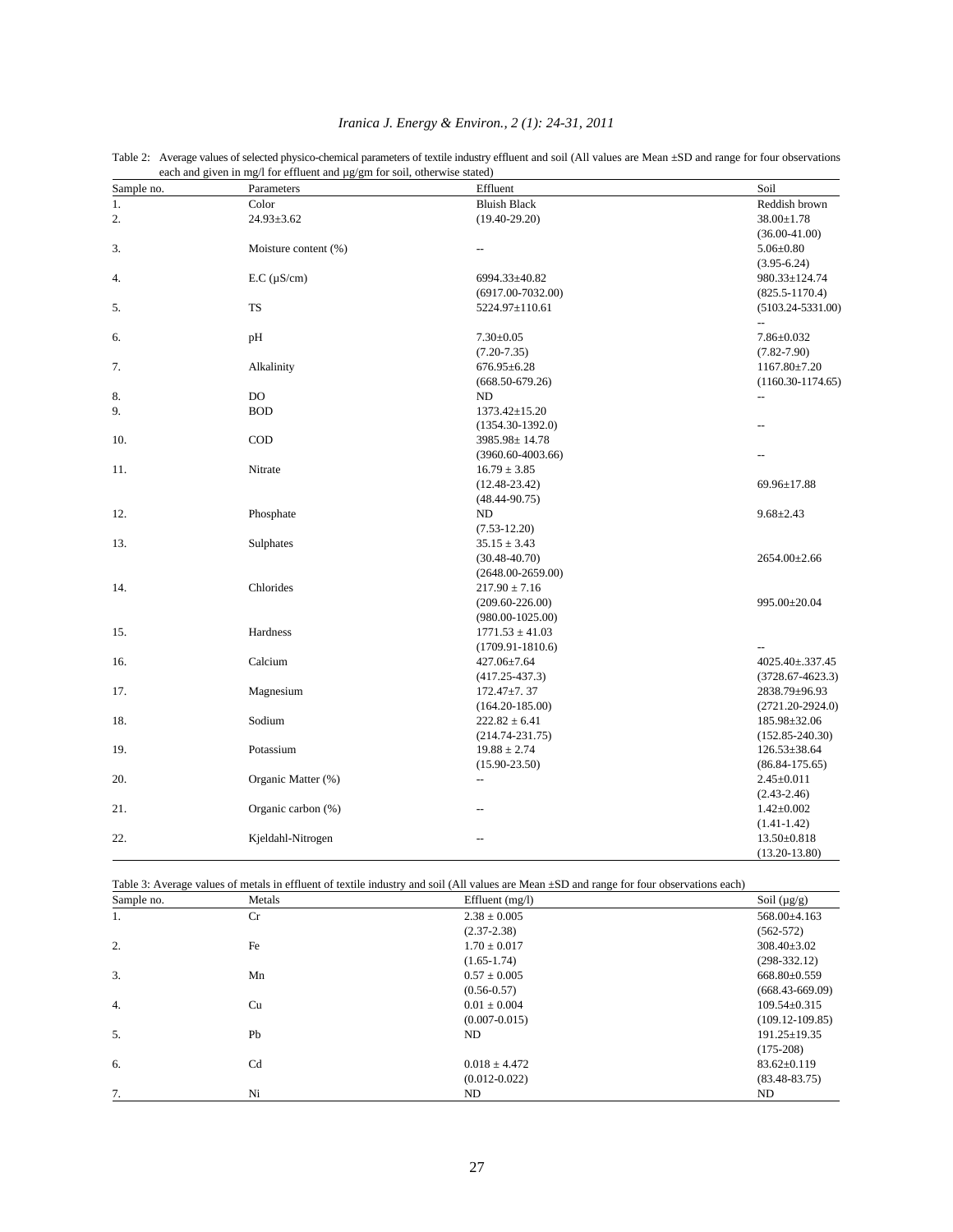Table 2: Average values of selected physico-chemical parameters of textile industry effluent and soil (All values are Mean ±SD and range for four observations each and given in mg/l for effluent and µg/gm for soil, otherwise stated)

| Sample no. | Parameters | Effluent | Soil |
|---|---|---|---|
| 1. | Color | Bluish Black | Reddish brown |
| 2. | 24.93±3.62 | (19.40-29.20) | 38.00±1.78 (36.00-41.00) |
| 3. | Moisture content (%) | -- | 5.06±0.80 (3.95-6.24) |
| 4. | E.C (µS/cm) | 6994.33±40.82 (6917.00-7032.00) | 980.33±124.74 (825.5-1170.4) |
| 5. | TS | 5224.97±110.61 | (5103.24-5331.00) -- |
| 6. | pH | 7.30±0.05 (7.20-7.35) | 7.86±0.032 (7.82-7.90) |
| 7. | Alkalinity | 676.95±6.28 (668.50-679.26) | 1167.80±7.20 (1160.30-1174.65) |
| 8. | DO | ND | -- |
| 9. | BOD | 1373.42±15.20 (1354.30-1392.0) | -- |
| 10. | COD | 3985.98± 14.78 (3960.60-4003.66) | -- |
| 11. | Nitrate | 16.79 ± 3.85 (12.48-23.42) (48.44-90.75) | 69.96±17.88 |
| 12. | Phosphate | ND (7.53-12.20) | 9.68±2.43 |
| 13. | Sulphates | 35.15 ± 3.43 (30.48-40.70) (2648.00-2659.00) | 2654.00±2.66 |
| 14. | Chlorides | 217.90 ± 7.16 (209.60-226.00) (980.00-1025.00) | 995.00±20.04 |
| 15. | Hardness | 1771.53 ± 41.03 (1709.91-1810.6) | -- |
| 16. | Calcium | 427.06±7.64 (417.25-437.3) | 4025.40±.337.45 (3728.67-4623.3) |
| 17. | Magnesium | 172.47±7. 37 (164.20-185.00) | 2838.79±96.93 (2721.20-2924.0) |
| 18. | Sodium | 222.82 ± 6.41 (214.74-231.75) | 185.98±32.06 (152.85-240.30) |
| 19. | Potassium | 19.88 ± 2.74 (15.90-23.50) | 126.53±38.64 (86.84-175.65) |
| 20. | Organic Matter (%) | -- | 2.45±0.011 (2.43-2.46) |
| 21. | Organic carbon (%) | -- | 1.42±0.002 (1.41-1.42) |
| 22. | Kjeldahl-Nitrogen | -- | 13.50±0.818 (13.20-13.80) |

Table 3: Average values of metals in effluent of textile industry and soil (All values are Mean ±SD and range for four observations each)

| Sample no. | Metals | Effluent (mg/l) | Soil (µg/g) |
|---|---|---|---|
| 1. | Cr | 2.38 ± 0.005 (2.37-2.38) | 568.00±4.163 (562-572) |
| 2. | Fe | 1.70 ± 0.017 (1.65-1.74) | 308.40±3.02 (298-332.12) |
| 3. | Mn | 0.57 ± 0.005 (0.56-0.57) | 668.80±0.559 (668.43-669.09) |
| 4. | Cu | 0.01 ± 0.004 (0.007-0.015) | 109.54±0.315 (109.12-109.85) |
| 5. | Pb | ND | 191.25±19.35 (175-208) |
| 6. | Cd | 0.018 ± 4.472 (0.012-0.022) | 83.62±0.119 (83.48-83.75) |
| 7. | Ni | ND | ND |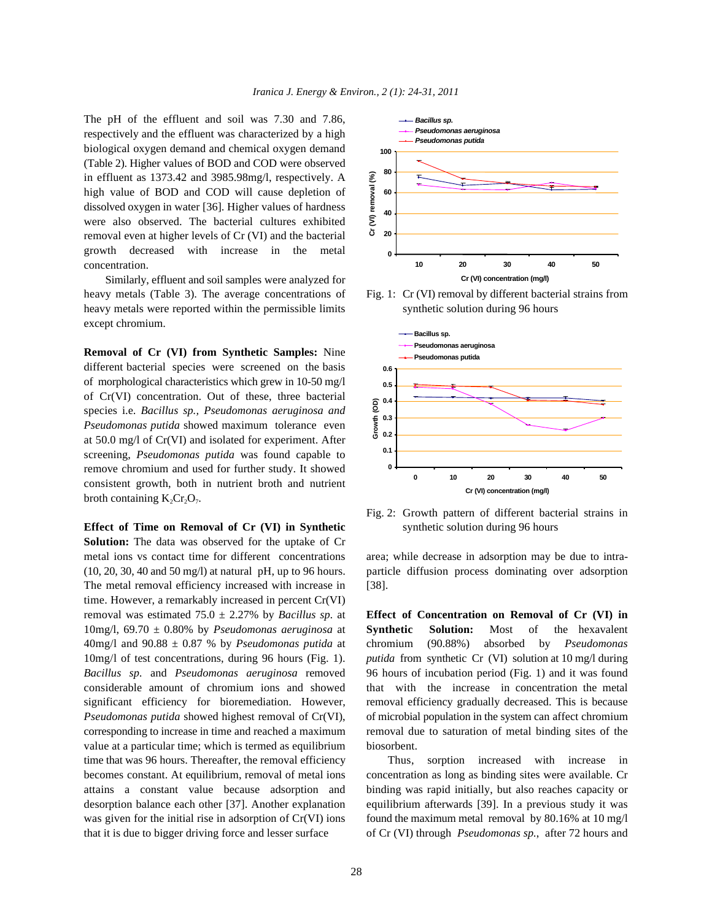The pH of the effluent and soil was 7.30 and 7.86, respectively and the effluent was characterized by a high biological oxygen demand and chemical oxygen demand (Table 2). Higher values of BOD and COD were observed in effluent as 1373.42 and 3985.98mg/l, respectively. A high value of BOD and COD will cause depletion of dissolved oxygen in water [36]. Higher values of hardness were also observed. The bacterial cultures exhibited removal even at higher levels of Cr (VI) and the bacterial growth decreased with increase in the metal concentration.

Similarly, effluent and soil samples were analyzed for heavy metals (Table 3). The average concentrations of heavy metals were reported within the permissible limits except chromium.

**Removal of Cr (VI) from Synthetic Samples:** Nine different bacterial species were screened on the basis of morphological characteristics which grew in 10-50 mg/l of Cr(VI) concentration. Out of these, three bacterial species i.e. *Bacillus sp.*, *Pseudomonas aeruginosa and Pseudomonas putida* showed maximum tolerance even at 50.0 mg/l of Cr(VI) and isolated for experiment. After screening, *Pseudomonas putida* was found capable to remove chromium and used for further study. It showed consistent growth, both in nutrient broth and nutrient broth containing $K_2Cr_2O_7$.

**Effect of Time on Removal of Cr (VI) in Synthetic Solution:** The data was observed for the uptake of Cr metal ions vs contact time for different concentrations (10, 20, 30, 40 and 50 mg/l) at natural pH, up to 96 hours. The metal removal efficiency increased with increase in time. However, a remarkably increased in percent Cr(VI) removal was estimated 75.0 ± 2.27% by *Bacillus sp*. at 10mg/l, 69.70 ± 0.80% by *Pseudomonas aeruginosa* at 40mg/l and 90.88 ± 0.87 % by *Pseudomonas putida* at 10mg/l of test concentrations, during 96 hours (Fig. 1). *Bacillus sp.* and *Pseudomonas aeruginosa* removed considerable amount of chromium ions and showed significant efficiency for bioremediation. However, *Pseudomonas putida* showed highest removal of Cr(VI), corresponding to increase in time and reached a maximum value at a particular time; which is termed as equilibrium time that was 96 hours. Thereafter, the removal efficiency becomes constant. At equilibrium, removal of metal ions attains a constant value because adsorption and desorption balance each other [37]. Another explanation was given for the initial rise in adsorption of Cr(VI) ions that it is due to bigger driving force and lesser surface area; while decrease in adsorption may be due to intra-particle diffusion process dominating over adsorption [38].

Fig. 1: Cr (VI) removal by different bacterial strains from synthetic solution during 96 hours

Fig. 2: Growth pattern of different bacterial strains in synthetic solution during 96 hours

**Effect of Concentration on Removal of Cr (VI) in Synthetic Solution:** Most of the hexavalent chromium (90.88%) absorbed by *Pseudomonas putida* from synthetic Cr (VI) solution at 10 mg/l during 96 hours of incubation period (Fig. 1) and it was found that with the increase in concentration the metal removal efficiency gradually decreased. This is because of microbial population in the system can affect chromium removal due to saturation of metal binding sites of the biosorbent.

Thus, sorption increased with increase in concentration as long as binding sites were available. Cr binding was rapid initially, but also reaches capacity or equilibrium afterwards [39]. In a previous study it was found the maximum metal removal by 80.16% at 10 mg/l of Cr (VI) through *Pseudomonas sp.*, after 72 hours and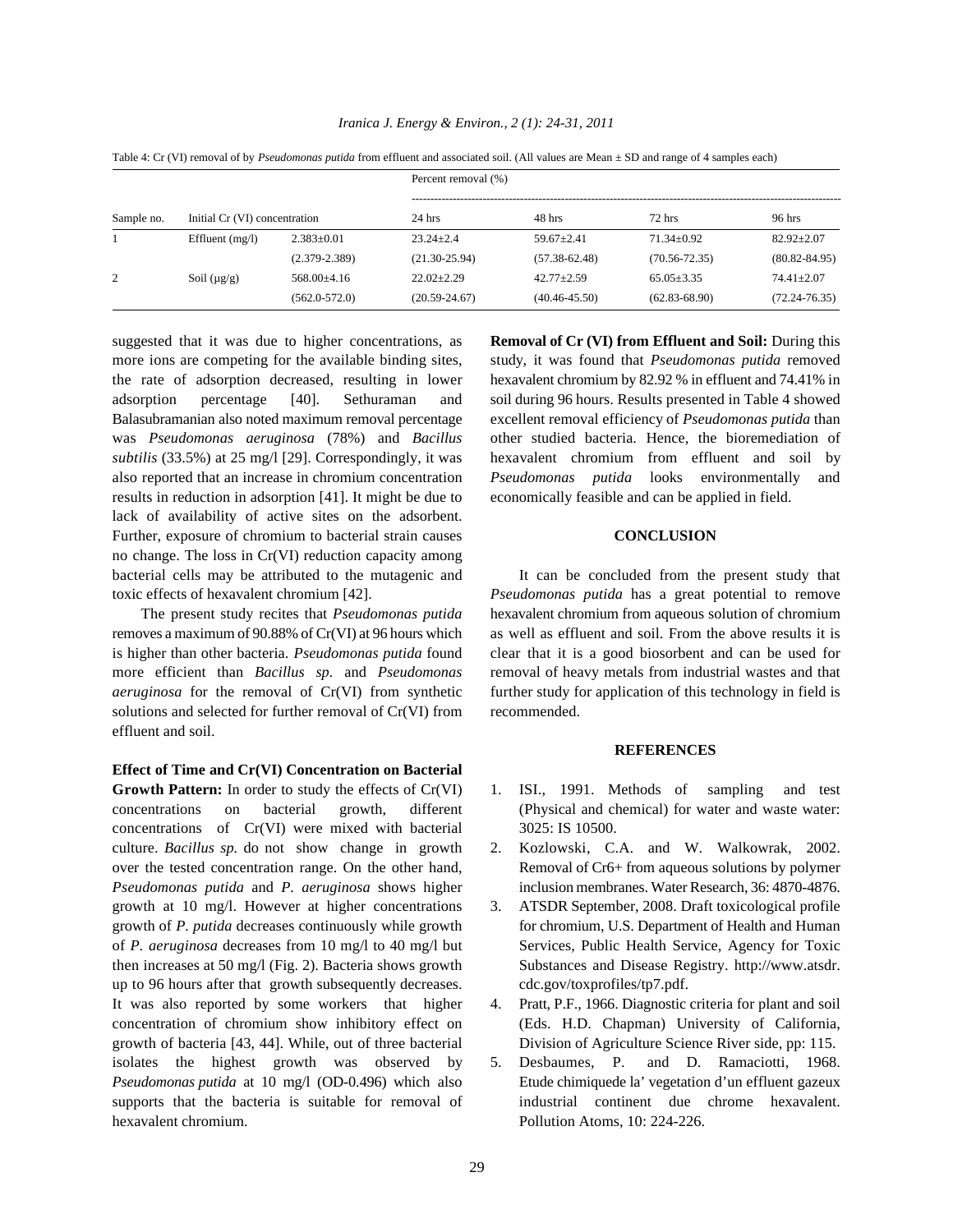Table 4: Cr (VI) removal of by *Pseudomonas putida* from effluent and associated soil. (All values are Mean ± SD and range of 4 samples each)

| Sample no. | Initial Cr (VI) concentration | | Percent removal (%) | | | |
|---|---|---|---|---|---|---|
| | | | 24 hrs | 48 hrs | 72 hrs | 96 hrs |
| 1 | Effluent (mg/l) | 2.383±0.01 | 23.24±2.4 | 59.67±2.41 | 71.34±0.92 | 82.92±2.07 |
| | | (2.379-2.389) | (21.30-25.94) | (57.38-62.48) | (70.56-72.35) | (80.82-84.95) |
| 2 | Soil (μg/g) | 568.00±4.16 | 22.02±2.29 | 42.77±2.59 | 65.05±3.35 | 74.41±2.07 |
| | | (562.0-572.0) | (20.59-24.67) | (40.46-45.50) | (62.83-68.90) | (72.24-76.35) |

suggested that it was due to higher concentrations, as more ions are competing for the available binding sites, the rate of adsorption decreased, resulting in lower adsorption percentage [40]. Sethuraman and Balasubramanian also noted maximum removal percentage was *Pseudomonas aeruginosa* (78%) and *Bacillus subtilis* (33.5%) at 25 mg/l [29]. Correspondingly, it was also reported that an increase in chromium concentration results in reduction in adsorption [41]. It might be due to lack of availability of active sites on the adsorbent. Further, exposure of chromium to bacterial strain causes no change. The loss in Cr(VI) reduction capacity among bacterial cells may be attributed to the mutagenic and toxic effects of hexavalent chromium [42].

The present study recites that *Pseudomonas putida* removes a maximum of 90.88% of Cr(VI) at 96 hours which is higher than other bacteria. *Pseudomonas putida* found more efficient than *Bacillus sp*. and *Pseudomonas aeruginosa* for the removal of Cr(VI) from synthetic solutions and selected for further removal of Cr(VI) from effluent and soil.

**Effect of Time and Cr(VI) Concentration on Bacterial Growth Pattern:** In order to study the effects of Cr(VI) concentrations on bacterial growth, different concentrations of Cr(VI) were mixed with bacterial culture. *Bacillus sp.* do not show change in growth over the tested concentration range. On the other hand, *Pseudomonas putida* and *P. aeruginosa* shows higher growth at 10 mg/l. However at higher concentrations growth of *P. putida* decreases continuously while growth of *P. aeruginosa* decreases from 10 mg/l to 40 mg/l but then increases at 50 mg/l (Fig. 2). Bacteria shows growth up to 96 hours after that growth subsequently decreases. It was also reported by some workers that higher concentration of chromium show inhibitory effect on growth of bacteria [43, 44]. While, out of three bacterial isolates the highest growth was observed by *Pseudomonas putida* at 10 mg/l (OD-0.496) which also supports that the bacteria is suitable for removal of hexavalent chromium.

**Removal of Cr (VI) from Effluent and Soil:** During this study, it was found that *Pseudomonas putida* removed hexavalent chromium by 82.92 % in effluent and 74.41% in soil during 96 hours. Results presented in Table 4 showed excellent removal efficiency of *Pseudomonas putida* than other studied bacteria. Hence, the bioremediation of hexavalent chromium from effluent and soil by *Pseudomonas putida* looks environmentally and economically feasible and can be applied in field.

## CONCLUSION

It can be concluded from the present study that *Pseudomonas putida* has a great potential to remove hexavalent chromium from aqueous solution of chromium as well as effluent and soil. From the above results it is clear that it is a good biosorbent and can be used for removal of heavy metals from industrial wastes and that further study for application of this technology in field is recommended.

## REFERENCES

1. ISI., 1991. Methods of sampling and test (Physical and chemical) for water and waste water: 3025: IS 10500.
2. Kozlowski, C.A. and W. Walkowrak, 2002. Removal of Cr6+ from aqueous solutions by polymer inclusion membranes. Water Research, 36: 4870-4876.
3. ATSDR September, 2008. Draft toxicological profile for chromium, U.S. Department of Health and Human Services, Public Health Service, Agency for Toxic Substances and Disease Registry. http://www.atsdr.cdc.gov/toxprofiles/tp7.pdf.
4. Pratt, P.F., 1966. Diagnostic criteria for plant and soil (Eds. H.D. Chapman) University of California, Division of Agriculture Science River side, pp: 115.
5. Desbaumes, P. and D. Ramaciotti, 1968. Etude chimiquede la' vegetation d'un effluent gazeux industrial continent due chrome hexavalent. Pollution Atoms, 10: 224-226.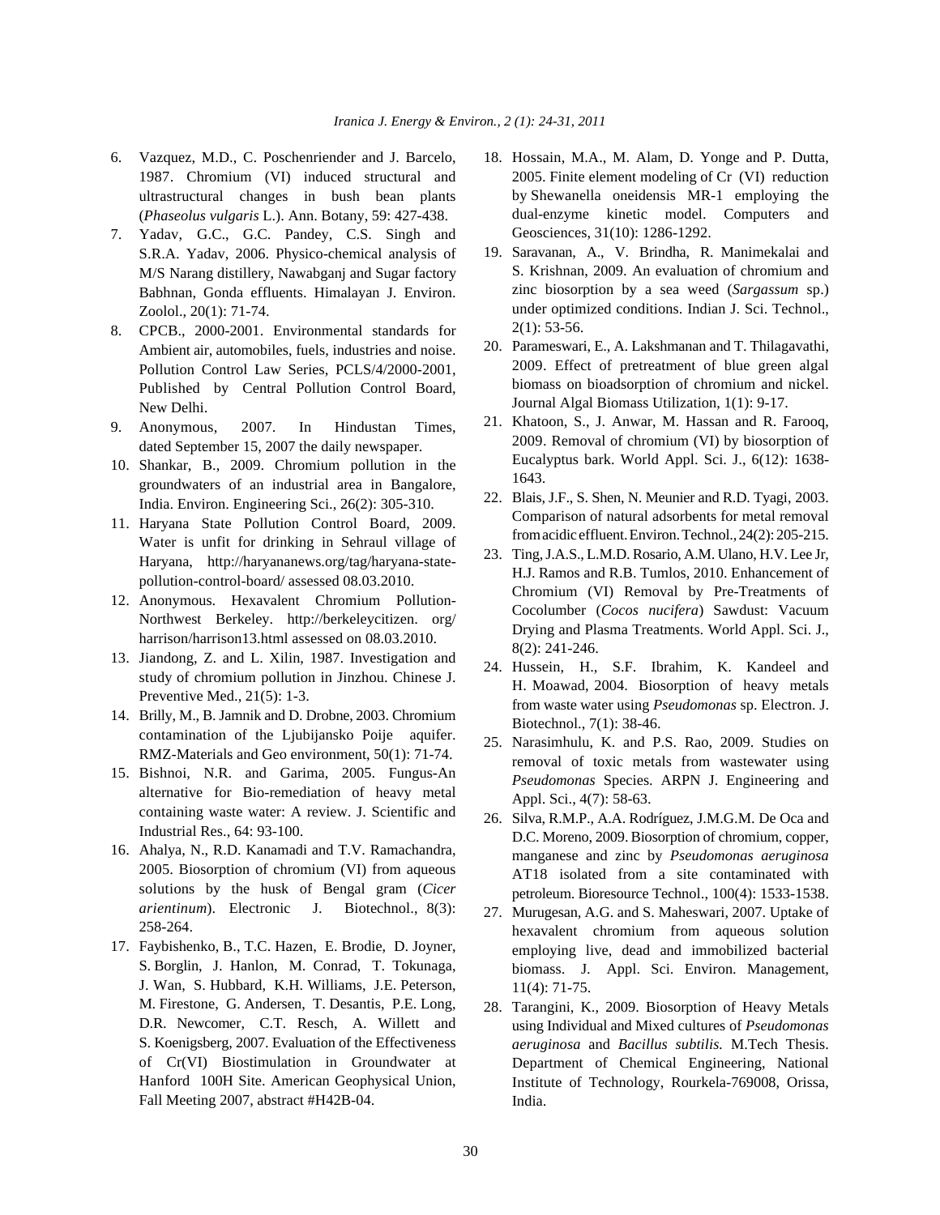6. Vazquez, M.D., C. Poschenriender and J. Barcelo, 1987. Chromium (VI) induced structural and ultrastructural changes in bush bean plants (*Phaseolus vulgaris* L.). Ann. Botany, 59: 427-438.
7. Yadav, G.C., G.C. Pandey, C.S. Singh and S.R.A. Yadav, 2006. Physico-chemical analysis of M/S Narang distillery, Nawabganj and Sugar factory Babhnan, Gonda effluents. Himalayan J. Environ. Zoolol., 20(1): 71-74.
8. CPCB., 2000-2001. Environmental standards for Ambient air, automobiles, fuels, industries and noise. Pollution Control Law Series, PCLS/4/2000-2001, Published by Central Pollution Control Board, New Delhi.
9. Anonymous, 2007. In Hindustan Times, dated September 15, 2007 the daily newspaper.
10. Shankar, B., 2009. Chromium pollution in the groundwaters of an industrial area in Bangalore, India. Environ. Engineering Sci., 26(2): 305-310.
11. Haryana State Pollution Control Board, 2009. Water is unfit for drinking in Sehraul village of Haryana, http://haryananews.org/tag/haryana-state-pollution-control-board/ assessed 08.03.2010.
12. Anonymous. Hexavalent Chromium Pollution-Northwest Berkeley. http://berkeleycitizen. org/ harrison/harrison13.html assessed on 08.03.2010.
13. Jiandong, Z. and L. Xilin, 1987. Investigation and study of chromium pollution in Jinzhou. Chinese J. Preventive Med., 21(5): 1-3.
14. Brilly, M., B. Jamnik and D. Drobne, 2003. Chromium contamination of the Ljubijansko Poije aquifer. RMZ-Materials and Geo environment, 50(1): 71-74.
15. Bishnoi, N.R. and Garima, 2005. Fungus-An alternative for Bio-remediation of heavy metal containing waste water: A review. J. Scientific and Industrial Res., 64: 93-100.
16. Ahalya, N., R.D. Kanamadi and T.V. Ramachandra, 2005. Biosorption of chromium (VI) from aqueous solutions by the husk of Bengal gram (*Cicer arientinum*). Electronic J. Biotechnol., 8(3): 258-264.
17. Faybishenko, B., T.C. Hazen, E. Brodie, D. Joyner, S. Borglin, J. Hanlon, M. Conrad, T. Tokunaga, J. Wan, S. Hubbard, K.H. Williams, J.E. Peterson, M. Firestone, G. Andersen, T. Desantis, P.E. Long, D.R. Newcomer, C.T. Resch, A. Willett and S. Koenigsberg, 2007. Evaluation of the Effectiveness of Cr(VI) Biostimulation in Groundwater at Hanford 100H Site. American Geophysical Union, Fall Meeting 2007, abstract #H42B-04.
18. Hossain, M.A., M. Alam, D. Yonge and P. Dutta, 2005. Finite element modeling of Cr (VI) reduction by Shewanella oneidensis MR-1 employing the dual-enzyme kinetic model. Computers and Geosciences, 31(10): 1286-1292.
19. Saravanan, A., V. Brindha, R. Manimekalai and S. Krishnan, 2009. An evaluation of chromium and zinc biosorption by a sea weed (*Sargassum* sp.) under optimized conditions. Indian J. Sci. Technol., 2(1): 53-56.
20. Parameswari, E., A. Lakshmanan and T. Thilagavathi, 2009. Effect of pretreatment of blue green algal biomass on bioadsorption of chromium and nickel. Journal Algal Biomass Utilization, 1(1): 9-17.
21. Khatoon, S., J. Anwar, M. Hassan and R. Farooq, 2009. Removal of chromium (VI) by biosorption of Eucalyptus bark. World Appl. Sci. J., 6(12): 1638-1643.
22. Blais, J.F., S. Shen, N. Meunier and R.D. Tyagi, 2003. Comparison of natural adsorbents for metal removal from acidic effluent. Environ. Technol., 24(2): 205-215.
23. Ting, J.A.S., L.M.D. Rosario, A.M. Ulano, H.V. Lee Jr, H.J. Ramos and R.B. Tumlos, 2010. Enhancement of Chromium (VI) Removal by Pre-Treatments of Cocolumber (*Cocos nucifera*) Sawdust: Vacuum Drying and Plasma Treatments. World Appl. Sci. J., 8(2): 241-246.
24. Hussein, H., S.F. Ibrahim, K. Kandeel and H. Moawad, 2004. Biosorption of heavy metals from waste water using *Pseudomonas* sp. Electron. J. Biotechnol., 7(1): 38-46.
25. Narasimhulu, K. and P.S. Rao, 2009. Studies on removal of toxic metals from wastewater using *Pseudomonas* Species. ARPN J. Engineering and Appl. Sci., 4(7): 58-63.
26. Silva, R.M.P., A.A. Rodríguez, J.M.G.M. De Oca and D.C. Moreno, 2009. Biosorption of chromium, copper, manganese and zinc by *Pseudomonas aeruginosa* AT18 isolated from a site contaminated with petroleum. Bioresource Technol., 100(4): 1533-1538.
27. Murugesan, A.G. and S. Maheswari, 2007. Uptake of hexavalent chromium from aqueous solution employing live, dead and immobilized bacterial biomass. J. Appl. Sci. Environ. Management, 11(4): 71-75.
28. Tarangini, K., 2009. Biosorption of Heavy Metals using Individual and Mixed cultures of *Pseudomonas aeruginosa* and *Bacillus subtilis.* M.Tech Thesis. Department of Chemical Engineering, National Institute of Technology, Rourkela-769008, Orissa, India.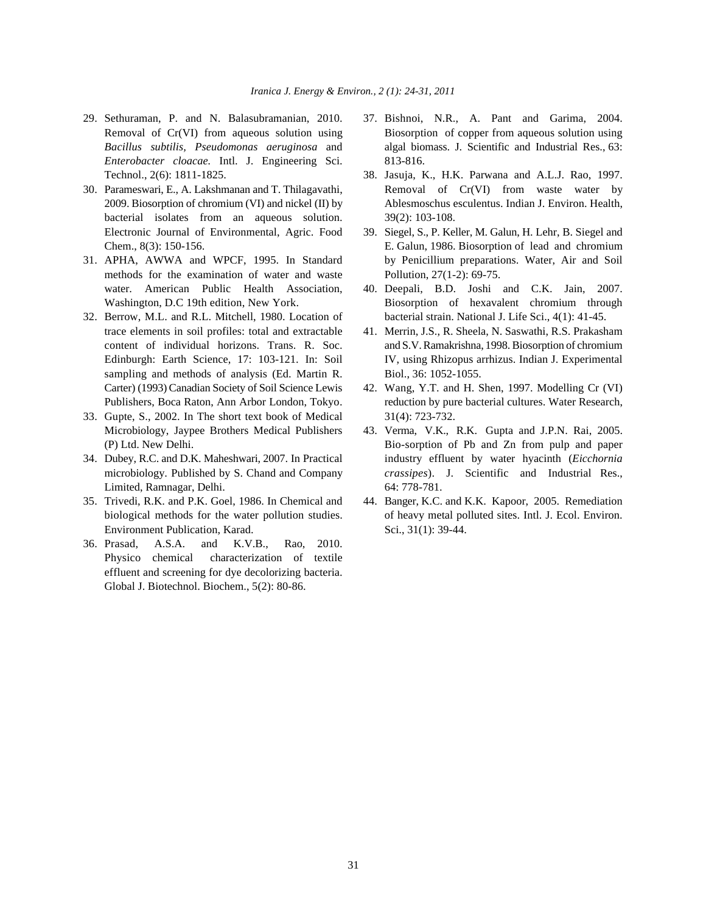29. Sethuraman, P. and N. Balasubramanian, 2010. Removal of Cr(VI) from aqueous solution using *Bacillus subtilis, Pseudomonas aeruginosa* and *Enterobacter cloacae.* Intl. J. Engineering Sci. Technol., 2(6): 1811-1825.
30. Parameswari, E., A. Lakshmanan and T. Thilagavathi, 2009. Biosorption of chromium (VI) and nickel (II) by bacterial isolates from an aqueous solution. Electronic Journal of Environmental, Agric. Food Chem., 8(3): 150-156.
31. APHA, AWWA and WPCF, 1995. In Standard methods for the examination of water and waste water. American Public Health Association, Washington, D.C 19th edition, New York.
32. Berrow, M.L. and R.L. Mitchell, 1980. Location of trace elements in soil profiles: total and extractable content of individual horizons. Trans. R. Soc. Edinburgh: Earth Science, 17: 103-121. In: Soil sampling and methods of analysis (Ed. Martin R. Carter) (1993) Canadian Society of Soil Science Lewis Publishers, Boca Raton, Ann Arbor London, Tokyo.
33. Gupte, S., 2002. In The short text book of Medical Microbiology, Jaypee Brothers Medical Publishers (P) Ltd. New Delhi.
34. Dubey, R.C. and D.K. Maheshwari, 2007. In Practical microbiology. Published by S. Chand and Company Limited, Ramnagar, Delhi.
35. Trivedi, R.K. and P.K. Goel, 1986. In Chemical and biological methods for the water pollution studies. Environment Publication, Karad.
36. Prasad, A.S.A. and K.V.B., Rao, 2010. Physico chemical characterization of textile effluent and screening for dye decolorizing bacteria. Global J. Biotechnol. Biochem., 5(2): 80-86.
37. Bishnoi, N.R., A. Pant and Garima, 2004. Biosorption of copper from aqueous solution using algal biomass. J. Scientific and Industrial Res., 63: 813-816.
38. Jasuja, K., H.K. Parwana and A.L.J. Rao, 1997. Removal of Cr(VI) from waste water by Ablesmoschus esculentus. Indian J. Environ. Health, 39(2): 103-108.
39. Siegel, S., P. Keller, M. Galun, H. Lehr, B. Siegel and E. Galun, 1986. Biosorption of lead and chromium by Penicillium preparations. Water, Air and Soil Pollution, 27(1-2): 69-75.
40. Deepali, B.D. Joshi and C.K. Jain, 2007. Biosorption of hexavalent chromium through bacterial strain. National J. Life Sci., 4(1): 41-45.
41. Merrin, J.S., R. Sheela, N. Saswathi, R.S. Prakasham and S.V. Ramakrishna, 1998. Biosorption of chromium IV, using Rhizopus arrhizus. Indian J. Experimental Biol., 36: 1052-1055.
42. Wang, Y.T. and H. Shen, 1997. Modelling Cr (VI) reduction by pure bacterial cultures. Water Research, 31(4): 723-732.
43. Verma, V.K., R.K. Gupta and J.P.N. Rai, 2005. Bio-sorption of Pb and Zn from pulp and paper industry effluent by water hyacinth (*Eicchornia crassipes*). J. Scientific and Industrial Res., 64: 778-781.
44. Banger, K.C. and K.K. Kapoor, 2005. Remediation of heavy metal polluted sites. Intl. J. Ecol. Environ. Sci., 31(1): 39-44.